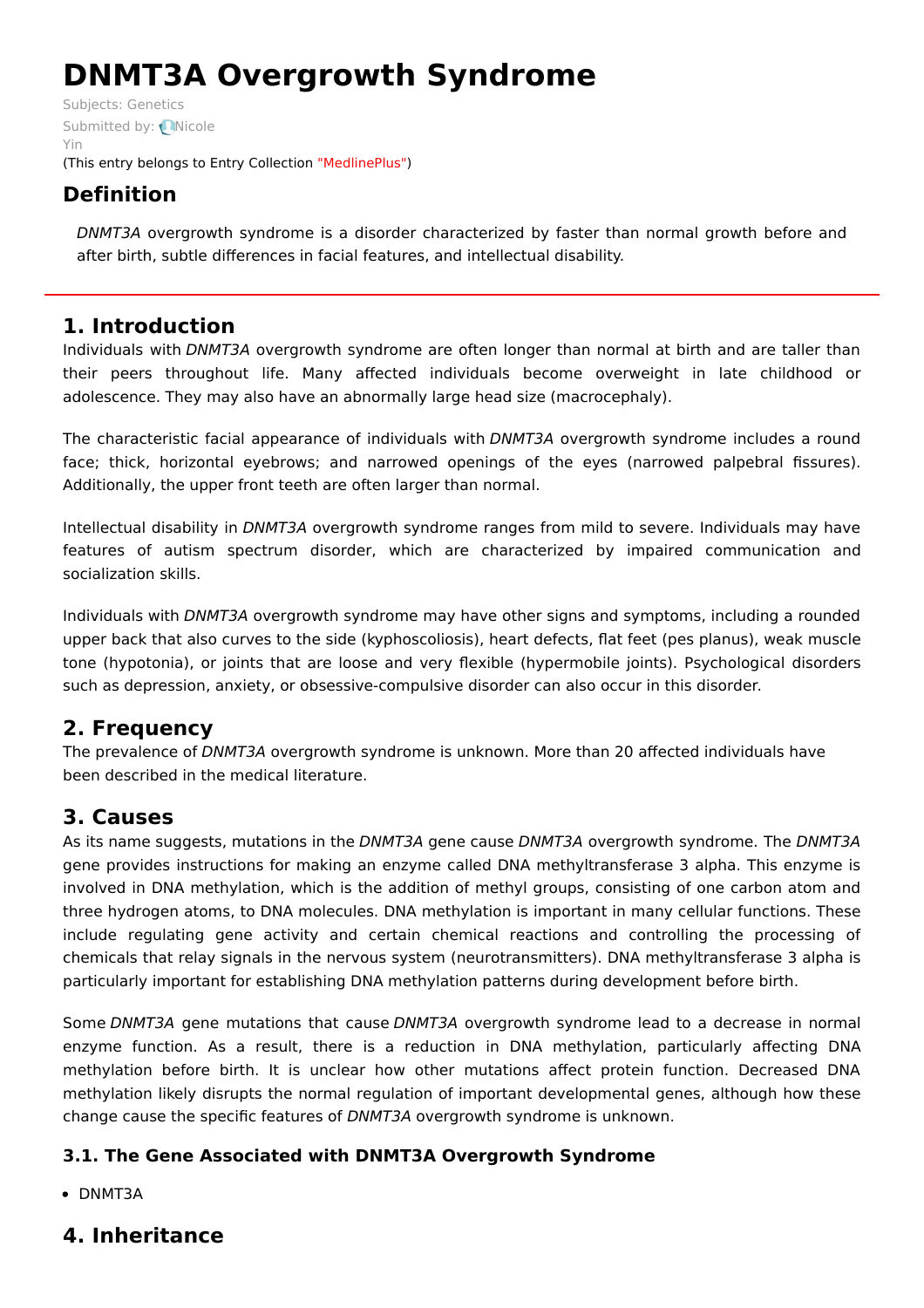# DNMT3A Overgrowth Syndrome

Subjects: Genetics

Submitted by: Nicole Yin

(This entry belongs to Entry Collection "MedlinePlus")

## Definition

*DNMT3A* overgrowth syndrome is a disorder characterized by faster than normal growth before and after birth, subtle differences in facial features, and intellectual disability.

## 1. Introduction

Individuals with *DNMT3A* overgrowth syndrome are often longer than normal at birth and are taller than their peers throughout life. Many affected individuals become overweight in late childhood or adolescence. They may also have an abnormally large head size (macrocephaly).

The characteristic facial appearance of individuals with *DNMT3A* overgrowth syndrome includes a round face; thick, horizontal eyebrows; and narrowed openings of the eyes (narrowed palpebral fissures). Additionally, the upper front teeth are often larger than normal.

Intellectual disability in *DNMT3A* overgrowth syndrome ranges from mild to severe. Individuals may have features of autism spectrum disorder, which are characterized by impaired communication and socialization skills.

Individuals with *DNMT3A* overgrowth syndrome may have other signs and symptoms, including a rounded upper back that also curves to the side (kyphoscoliosis), heart defects, flat feet (pes planus), weak muscle tone (hypotonia), or joints that are loose and very flexible (hypermobile joints). Psychological disorders such as depression, anxiety, or obsessive-compulsive disorder can also occur in this disorder.

## 2. Frequency

The prevalence of *DNMT3A* overgrowth syndrome is unknown. More than 20 affected individuals have been described in the medical literature.

## 3. Causes

As its name suggests, mutations in the *DNMT3A* gene cause *DNMT3A* overgrowth syndrome. The *DNMT3A* gene provides instructions for making an enzyme called DNA methyltransferase 3 alpha. This enzyme is involved in DNA methylation, which is the addition of methyl groups, consisting of one carbon atom and three hydrogen atoms, to DNA molecules. DNA methylation is important in many cellular functions. These include regulating gene activity and certain chemical reactions and controlling the processing of chemicals that relay signals in the nervous system (neurotransmitters). DNA methyltransferase 3 alpha is particularly important for establishing DNA methylation patterns during development before birth.

Some *DNMT3A* gene mutations that cause *DNMT3A* overgrowth syndrome lead to a decrease in normal enzyme function. As a result, there is a reduction in DNA methylation, particularly affecting DNA methylation before birth. It is unclear how other mutations affect protein function. Decreased DNA methylation likely disrupts the normal regulation of important developmental genes, although how these change cause the specific features of *DNMT3A* overgrowth syndrome is unknown.

### 3.1. The Gene Associated with DNMT3A Overgrowth Syndrome

- DNMT3A

## 4. Inheritance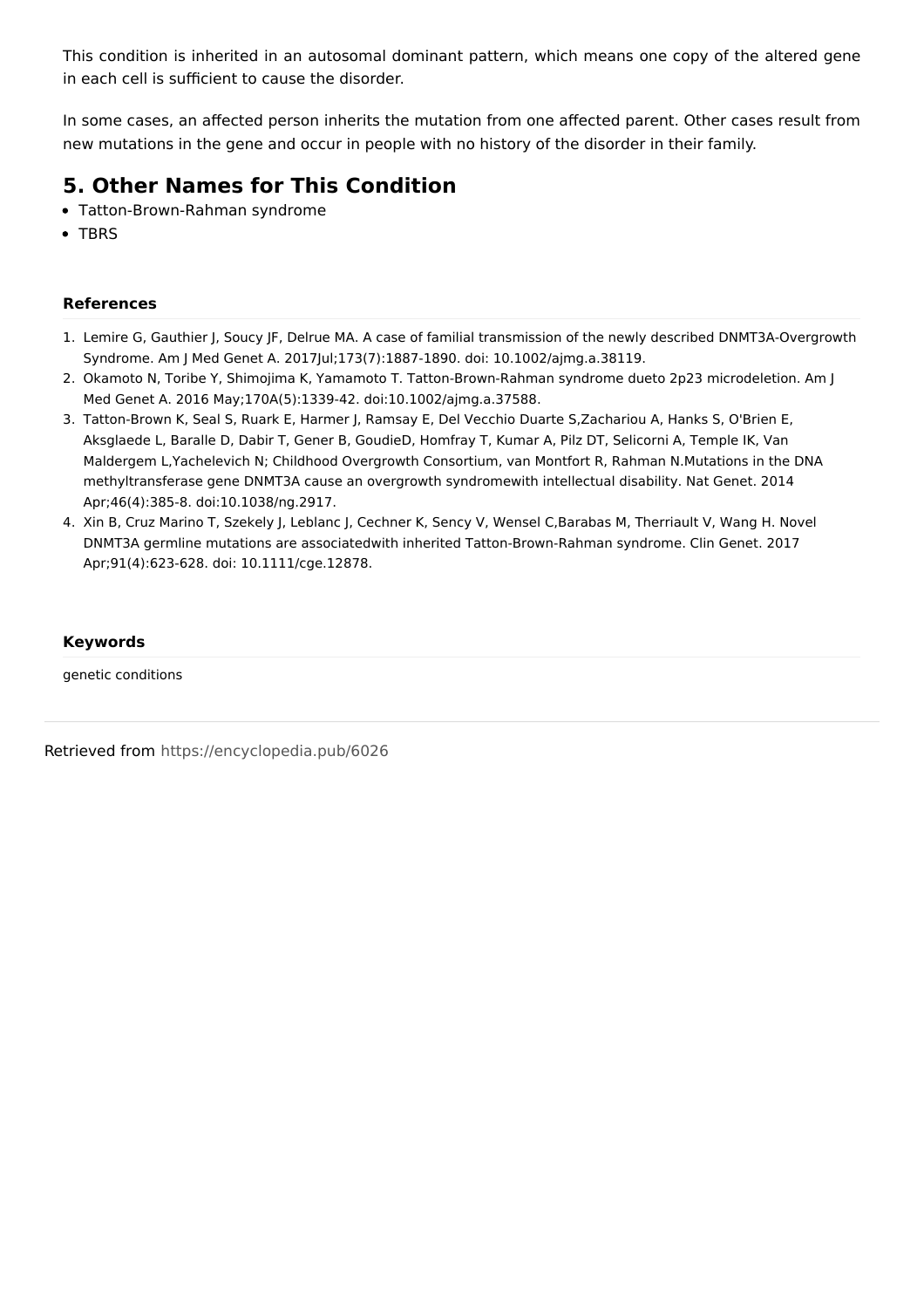This condition is inherited in an autosomal dominant pattern, which means one copy of the altered gene in each cell is sufficient to cause the disorder.

In some cases, an affected person inherits the mutation from one affected parent. Other cases result from new mutations in the gene and occur in people with no history of the disorder in their family.

## 5. Other Names for This Condition

- Tatton-Brown-Rahman syndrome
- TBRS

### References

1. Lemire G, Gauthier J, Soucy JF, Delrue MA. A case of familial transmission of the newly described DNMT3A-Overgrowth Syndrome. Am J Med Genet A. 2017Jul;173(7):1887-1890. doi: 10.1002/ajmg.a.38119.
2. Okamoto N, Toribe Y, Shimojima K, Yamamoto T. Tatton-Brown-Rahman syndrome dueto 2p23 microdeletion. Am J Med Genet A. 2016 May;170A(5):1339-42. doi:10.1002/ajmg.a.37588.
3. Tatton-Brown K, Seal S, Ruark E, Harmer J, Ramsay E, Del Vecchio Duarte S,Zachariou A, Hanks S, O'Brien E, Aksglaede L, Baralle D, Dabir T, Gener B, GoudieD, Homfray T, Kumar A, Pilz DT, Selicorni A, Temple IK, Van Maldergem L,Yachelevich N; Childhood Overgrowth Consortium, van Montfort R, Rahman N.Mutations in the DNA methyltransferase gene DNMT3A cause an overgrowth syndromewith intellectual disability. Nat Genet. 2014 Apr;46(4):385-8. doi:10.1038/ng.2917.
4. Xin B, Cruz Marino T, Szekely J, Leblanc J, Cechner K, Sency V, Wensel C,Barabas M, Therriault V, Wang H. Novel DNMT3A germline mutations are associatedwith inherited Tatton-Brown-Rahman syndrome. Clin Genet. 2017 Apr;91(4):623-628. doi: 10.1111/cge.12878.

### Keywords

genetic conditions

Retrieved from https://encyclopedia.pub/6026